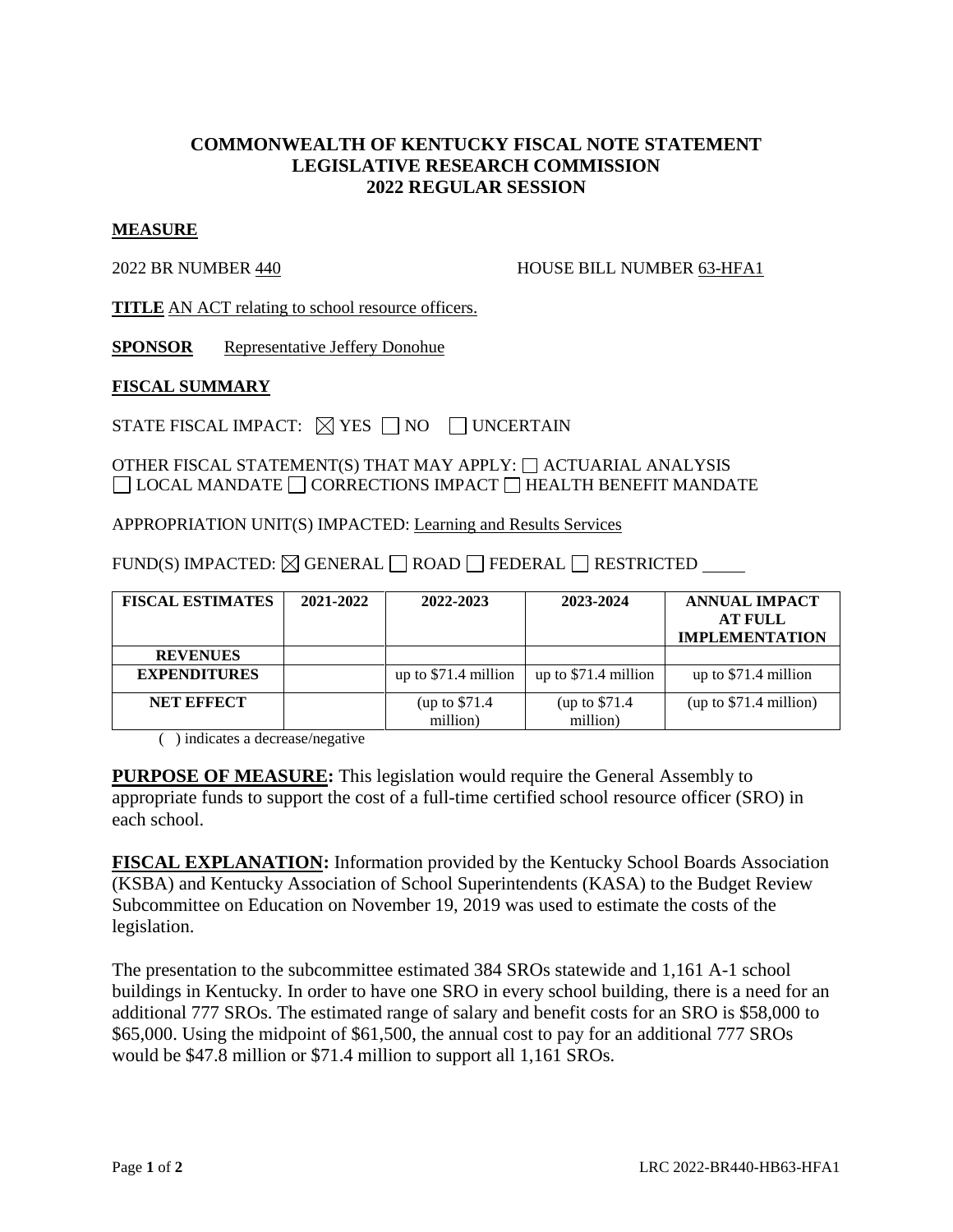**COMMONWEALTH OF KENTUCKY FISCAL NOTE STATEMENT**
**LEGISLATIVE RESEARCH COMMISSION**
**2022 REGULAR SESSION**

**MEASURE**

2022 BR NUMBER 440 HOUSE BILL NUMBER 63-HFA1

**TITLE** AN ACT relating to school resource officers.

**SPONSOR** Representative Jeffery Donohue

**FISCAL SUMMARY**

STATE FISCAL IMPACT: ☒ YES ☐ NO ☐ UNCERTAIN

OTHER FISCAL STATEMENT(S) THAT MAY APPLY: ☐ ACTUARIAL ANALYSIS
☐ LOCAL MANDATE ☐ CORRECTIONS IMPACT ☐ HEALTH BENEFIT MANDATE

APPROPRIATION UNIT(S) IMPACTED: Learning and Results Services

FUND(S) IMPACTED: ☒ GENERAL ☐ ROAD ☐ FEDERAL ☐ RESTRICTED

| FISCAL ESTIMATES | 2021-2022 | 2022-2023 | 2023-2024 | ANNUAL IMPACT AT FULL IMPLEMENTATION |
|---|---|---|---|---|
| REVENUES | | | | |
| EXPENDITURES | | up to $71.4 million | up to $71.4 million | up to $71.4 million |
| NET EFFECT | | (up to $71.4 million) | (up to $71.4 million) | (up to $71.4 million) |

( ) indicates a decrease/negative

**PURPOSE OF MEASURE:** This legislation would require the General Assembly to appropriate funds to support the cost of a full-time certified school resource officer (SRO) in each school.

**FISCAL EXPLANATION:** Information provided by the Kentucky School Boards Association (KSBA) and Kentucky Association of School Superintendents (KASA) to the Budget Review Subcommittee on Education on November 19, 2019 was used to estimate the costs of the legislation.

The presentation to the subcommittee estimated 384 SROs statewide and 1,161 A-1 school buildings in Kentucky. In order to have one SRO in every school building, there is a need for an additional 777 SROs. The estimated range of salary and benefit costs for an SRO is $58,000 to $65,000. Using the midpoint of $61,500, the annual cost to pay for an additional 777 SROs would be $47.8 million or $71.4 million to support all 1,161 SROs.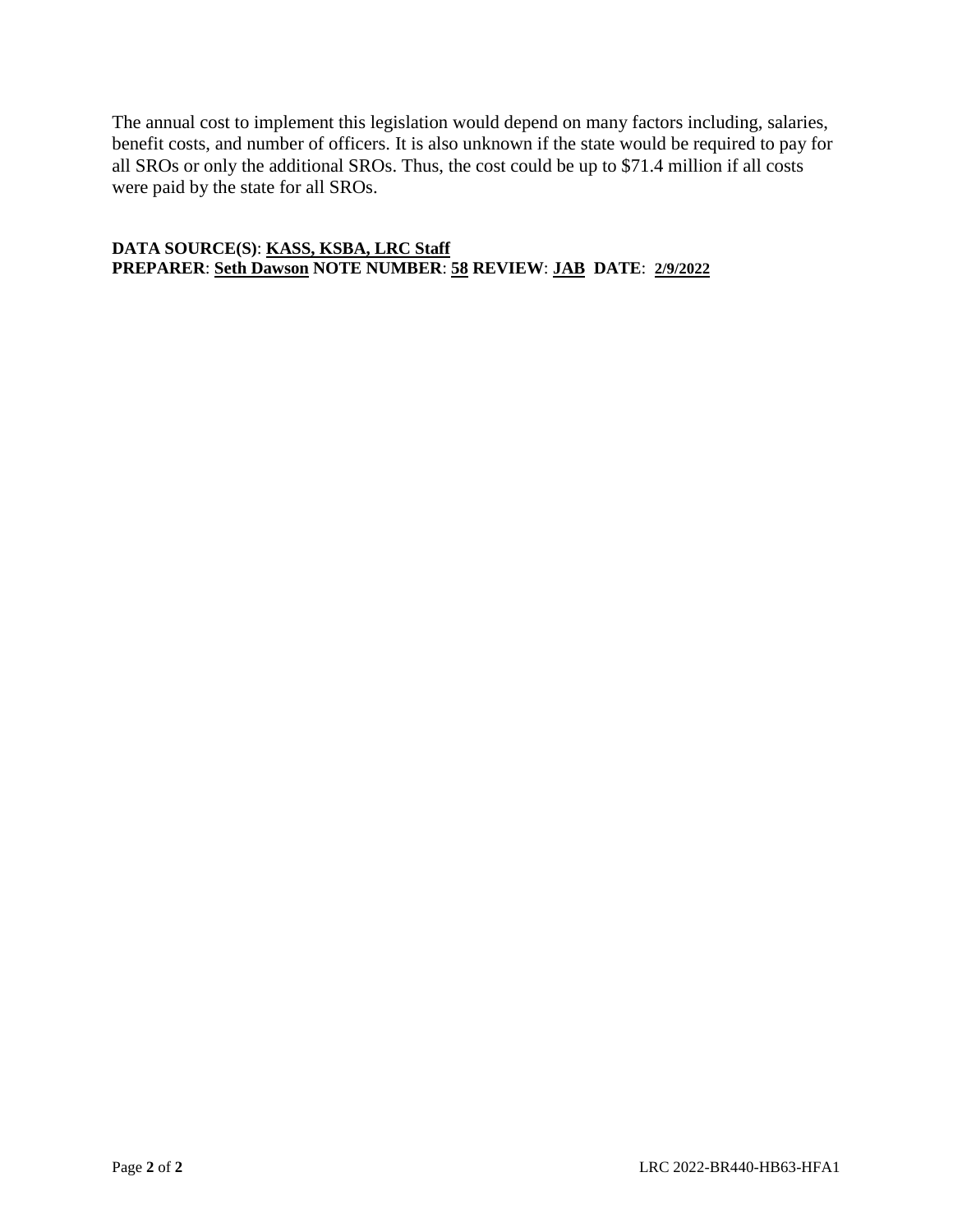The annual cost to implement this legislation would depend on many factors including, salaries, benefit costs, and number of officers. It is also unknown if the state would be required to pay for all SROs or only the additional SROs. Thus, the cost could be up to $71.4 million if all costs were paid by the state for all SROs.

**DATA SOURCE(S)**: **KASS, KSBA, LRC Staff**
**PREPARER**: **Seth Dawson** **NOTE NUMBER**: **58** **REVIEW**: **JAB** **DATE**: **2/9/2022**